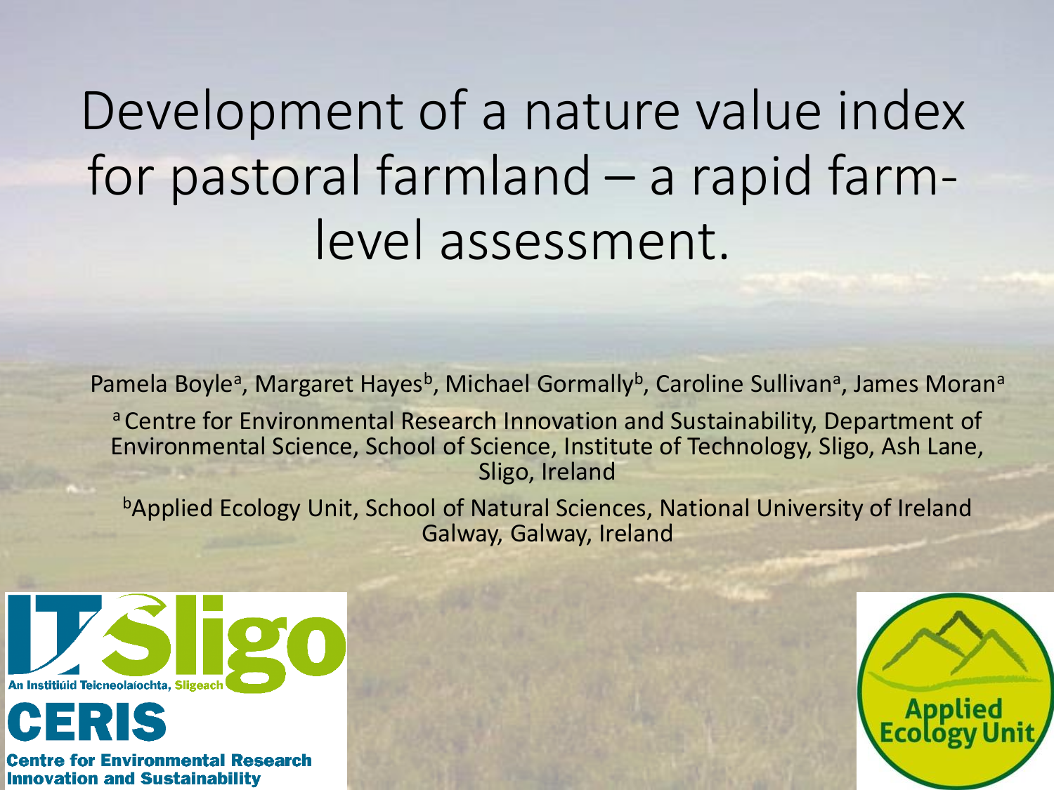# Development of a nature value index for pastoral farmland – a rapid farm-level assessment.

Pamela Boyle[a], Margaret Hayes[b], Michael Gormally[b], Caroline Sullivan[a], James Moran[a]

[a] Centre for Environmental Research Innovation and Sustainability, Department of Environmental Science, School of Science, Institute of Technology, Sligo, Ash Lane, Sligo, Ireland

[b] Applied Ecology Unit, School of Natural Sciences, National University of Ireland Galway, Galway, Ireland

IT Sligo
An Institiúid Teicneolaíochta, Sligeach

CERIS
Centre for Environmental Research Innovation and Sustainability

Applied Ecology Unit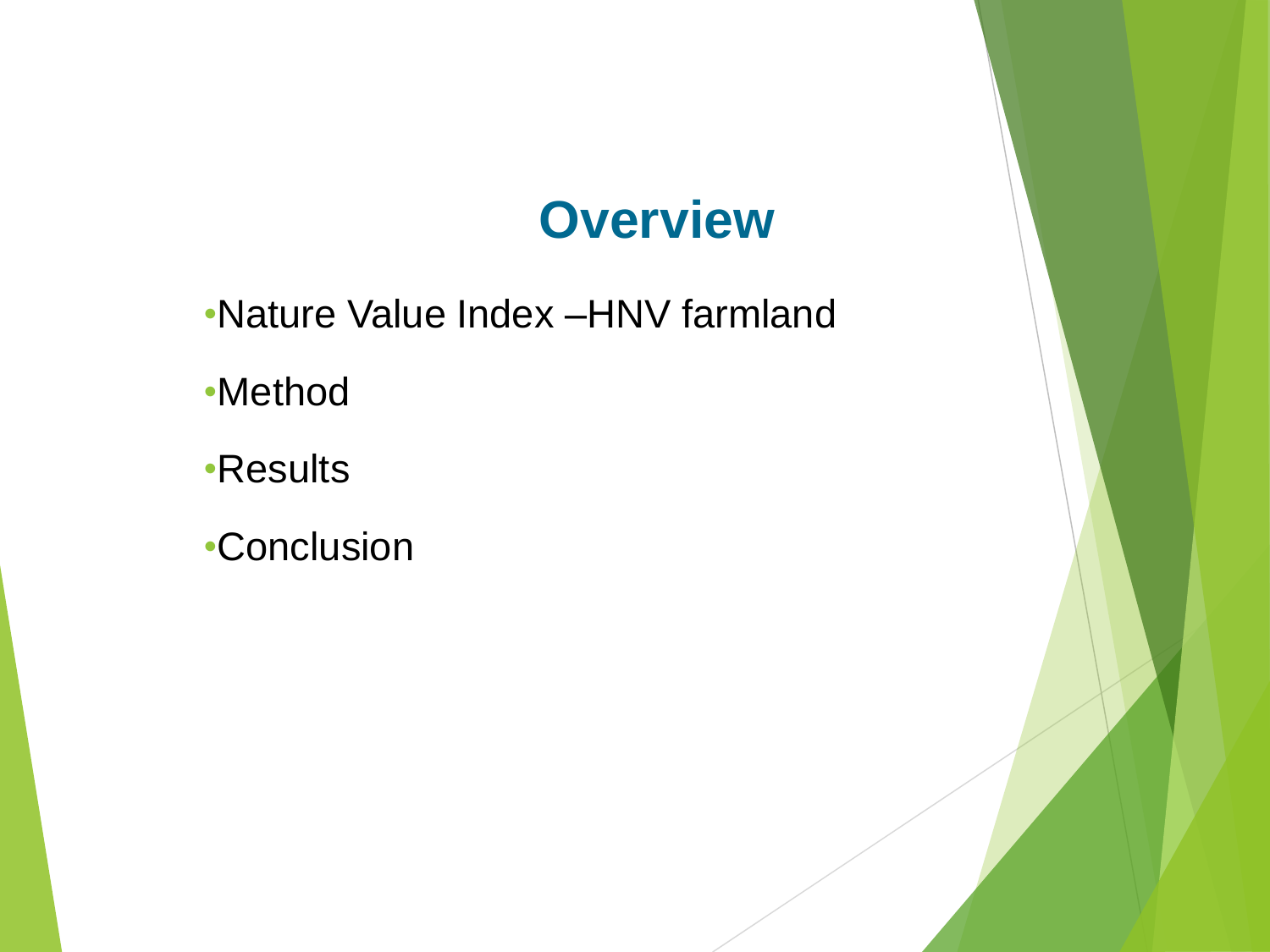# Overview

- Nature Value Index –HNV farmland
- Method
- Results
- Conclusion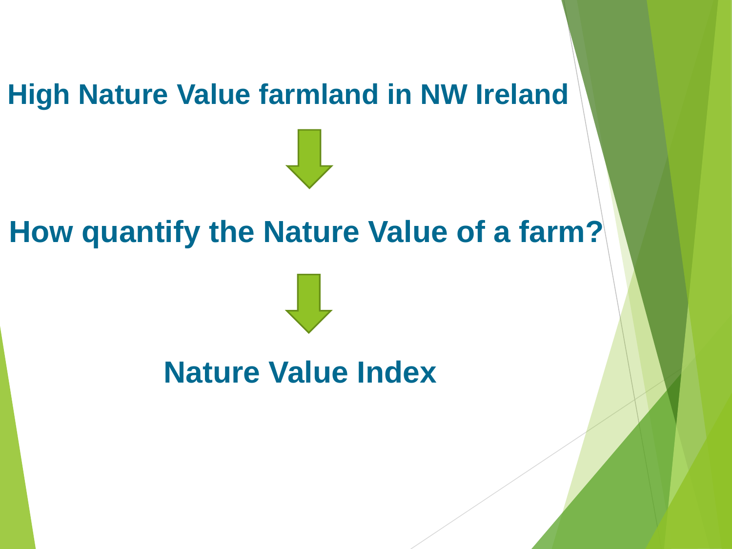**High Nature Value farmland in NW Ireland**

↓

**How quantify the Nature Value of a farm?**

↓

**Nature Value Index**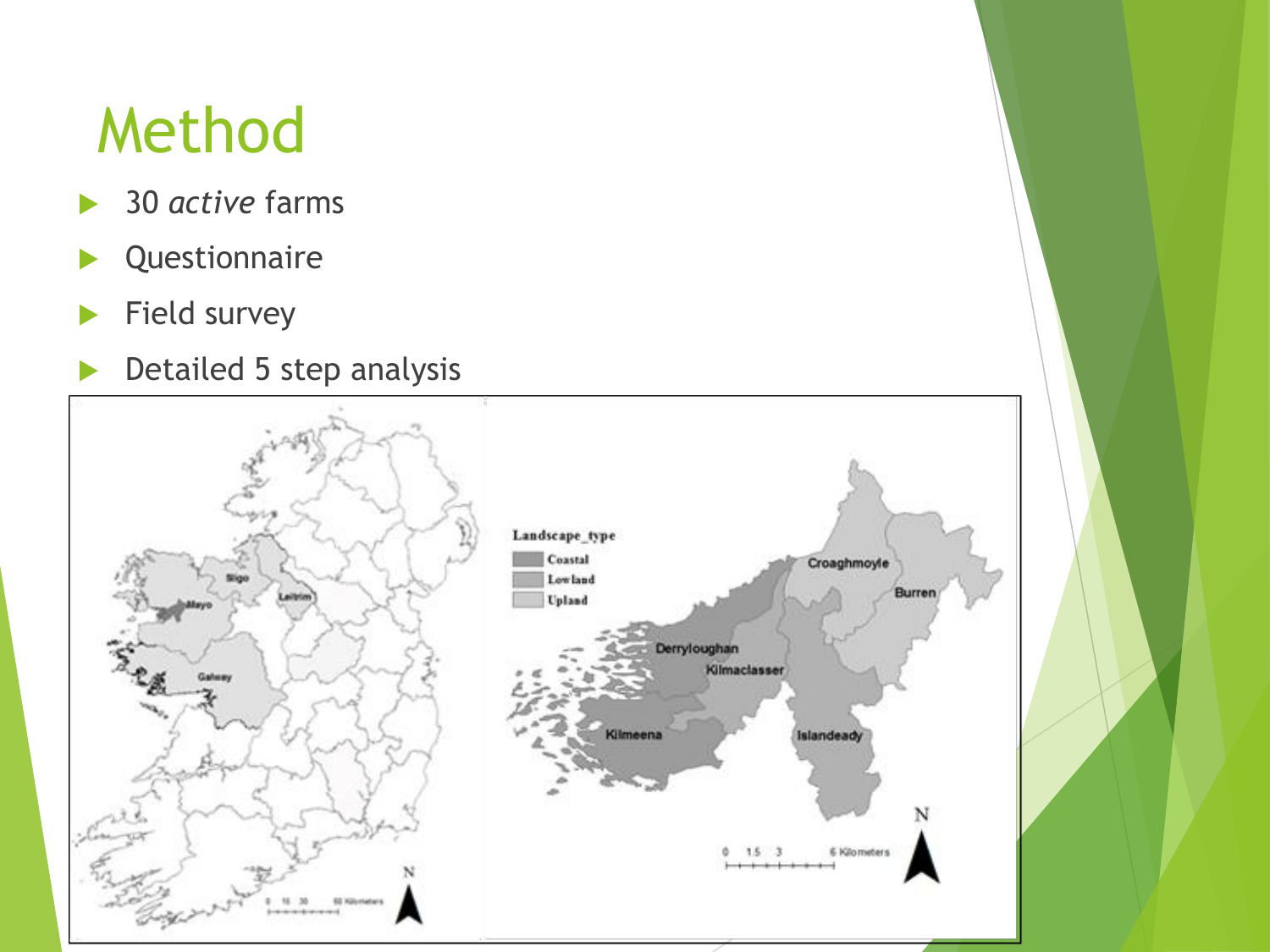# Method

- 30 *active* farms
- Questionnaire
- Field survey
- Detailed 5 step analysis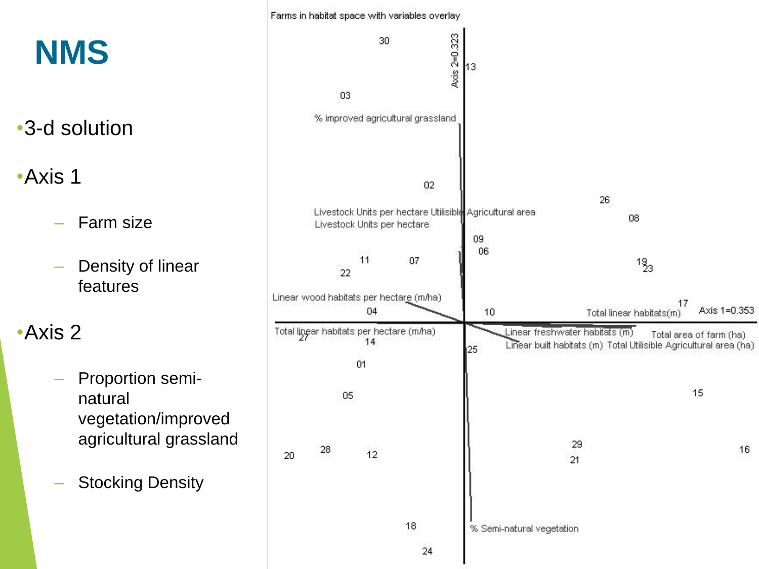# NMS

- 3-d solution
- Axis 1
  - Farm size
  - Density of linear features
- Axis 2
  - Proportion semi-natural vegetation/improved agricultural grassland
  - Stocking Density

Farms in habitat space with variables overlay

Axis 1=0.353

Axis 2=0.323

% improved agricultural grassland

Livestock Units per hectare Utilisible Agricultural area

Livestock Units per hectare

Linear wood habitats per hectare (m/ha)

Total linear habitats per hectare (m/ha)

Total linear habitats(m)

Linear freshwater habitats (m)

Total area of farm (ha)

Linear built habitats (m)

Total Utilisible Agricultural area (ha)

% Semi-natural vegetation

30, 13, 03, 02, 26, 08, 09, 06, 11, 07, 22, 19, 23, 17, 04, 10, 27, 14, 25, 01, 05, 15, 29, 21, 16, 20, 28, 12, 18, 24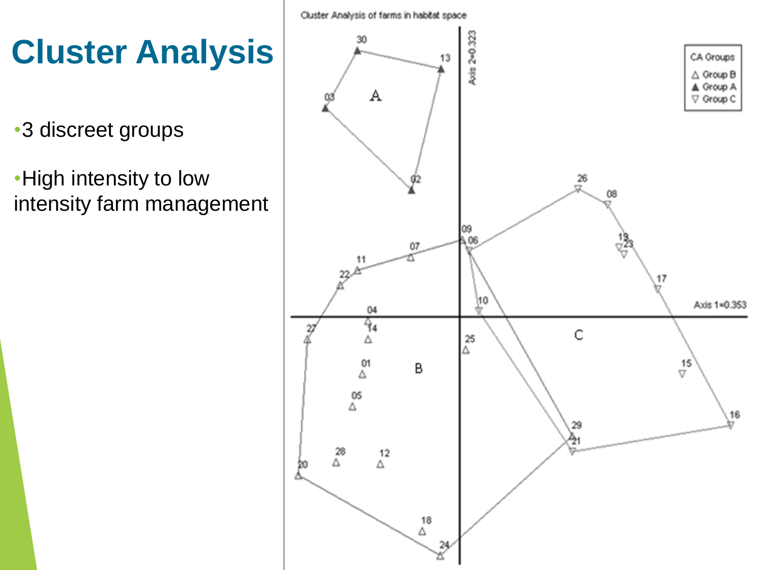# Cluster Analysis

- 3 discreet groups
- High intensity to low intensity farm management

Cluster Analysis of farms in habitat space

Axis 2=0.323

Axis 1=0.353

CA Groups
- △ Group B
- ▲ Group A
- ▽ Group C

A

B

C

30 13 03 02 26 08 09 06 07 11 22 19 23 17 10 04 14 27 25 01 05 15 16 29 21 28 12 20 18 24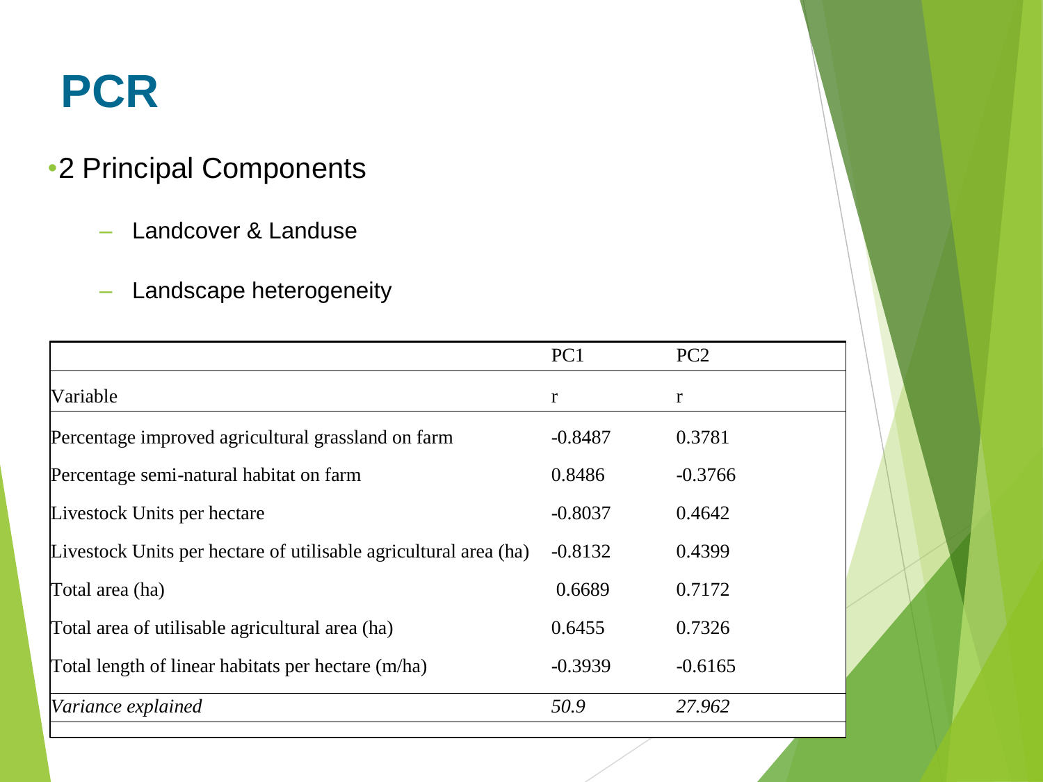# PCR

- 2 Principal Components
  - Landcover & Landuse
  - Landscape heterogeneity

| | PC1 | PC2 |
|---|---|---|
| Variable | r | r |
| Percentage improved agricultural grassland on farm | -0.8487 | 0.3781 |
| Percentage semi-natural habitat on farm | 0.8486 | -0.3766 |
| Livestock Units per hectare | -0.8037 | 0.4642 |
| Livestock Units per hectare of utilisable agricultural area (ha) | -0.8132 | 0.4399 |
| Total area (ha) | 0.6689 | 0.7172 |
| Total area of utilisable agricultural area (ha) | 0.6455 | 0.7326 |
| Total length of linear habitats per hectare (m/ha) | -0.3939 | -0.6165 |
| *Variance explained* | *50.9* | *27.962* |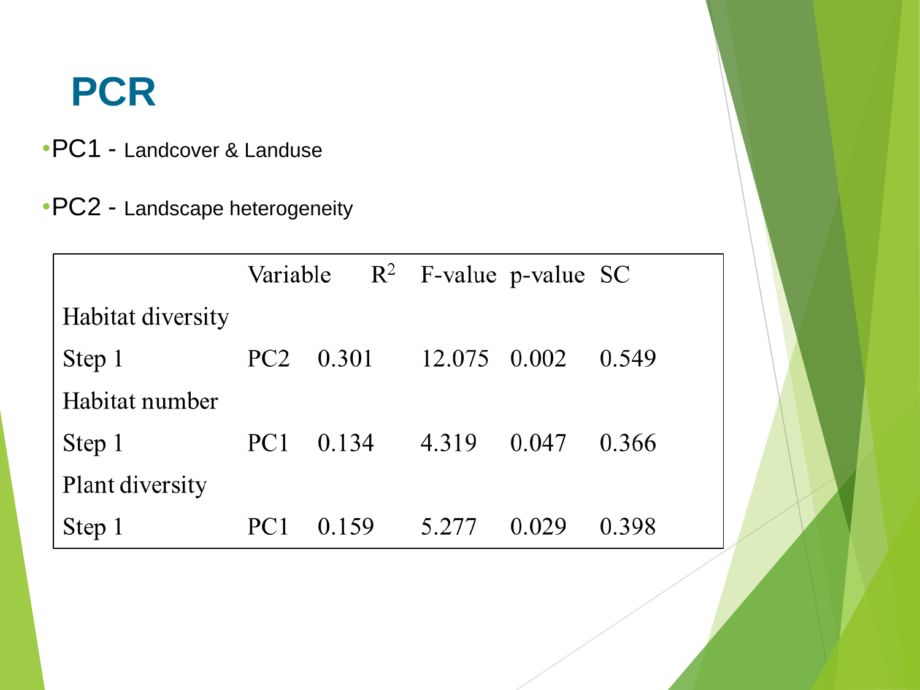# PCR

- PC1 - Landcover & Landuse
- PC2 - Landscape heterogeneity

| | Variable | $R^2$ | F-value | p-value | SC |
|---|---|---|---|---|---|
| Habitat diversity | | | | | |
| Step 1 | PC2 | 0.301 | 12.075 | 0.002 | 0.549 |
| Habitat number | | | | | |
| Step 1 | PC1 | 0.134 | 4.319 | 0.047 | 0.366 |
| Plant diversity | | | | | |
| Step 1 | PC1 | 0.159 | 5.277 | 0.029 | 0.398 |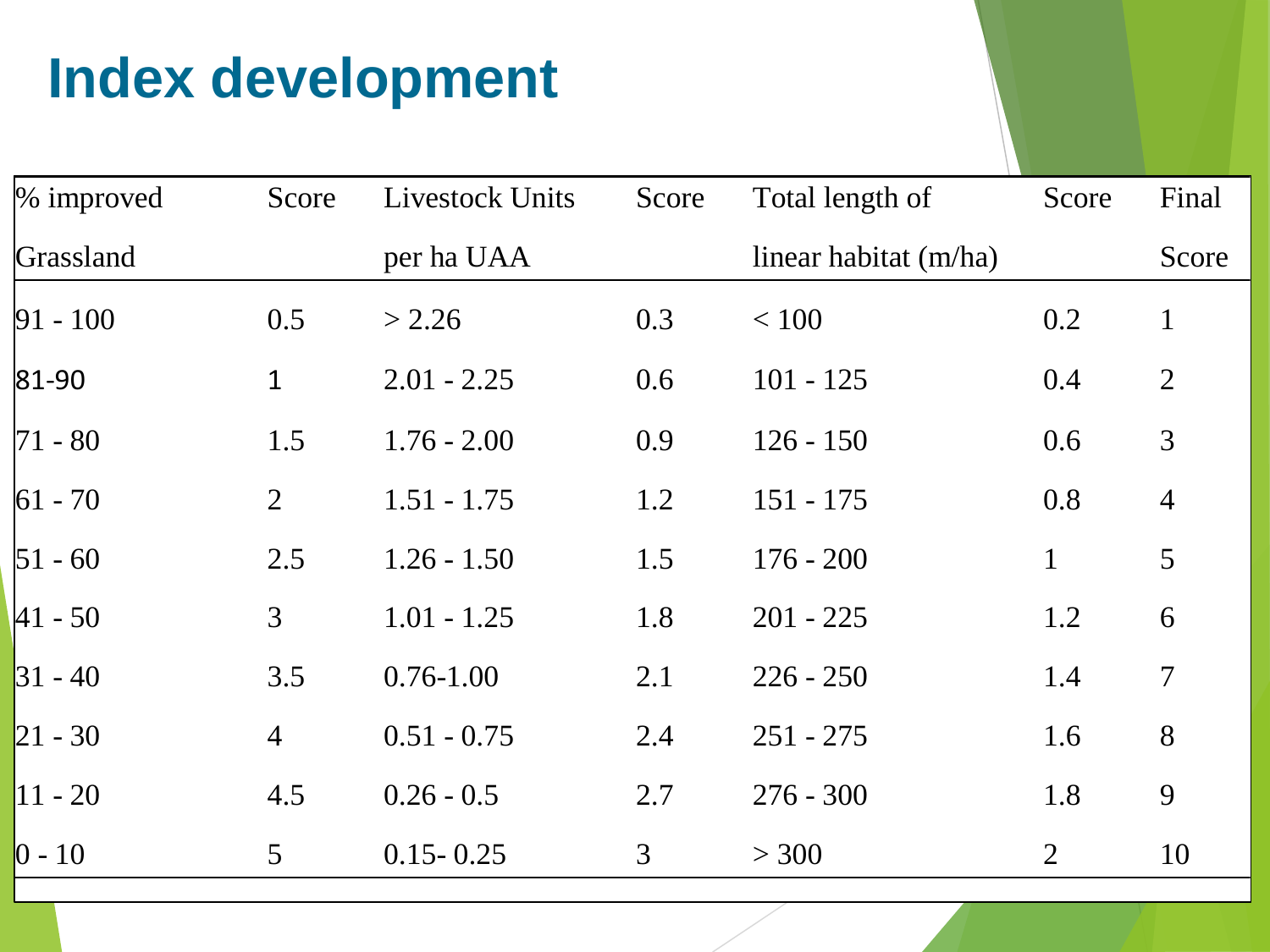# Index development

| % improved Grassland | Score | Livestock Units per ha UAA | Score | Total length of linear habitat (m/ha) | Score | Final Score |
|---|---|---|---|---|---|---|
| 91 - 100 | 0.5 | > 2.26 | 0.3 | < 100 | 0.2 | 1 |
| 81-90 | 1 | 2.01 - 2.25 | 0.6 | 101 - 125 | 0.4 | 2 |
| 71 - 80 | 1.5 | 1.76 - 2.00 | 0.9 | 126 - 150 | 0.6 | 3 |
| 61 - 70 | 2 | 1.51 - 1.75 | 1.2 | 151 - 175 | 0.8 | 4 |
| 51 - 60 | 2.5 | 1.26 - 1.50 | 1.5 | 176 - 200 | 1 | 5 |
| 41 - 50 | 3 | 1.01 - 1.25 | 1.8 | 201 - 225 | 1.2 | 6 |
| 31 - 40 | 3.5 | 0.76-1.00 | 2.1 | 226 - 250 | 1.4 | 7 |
| 21 - 30 | 4 | 0.51 - 0.75 | 2.4 | 251 - 275 | 1.6 | 8 |
| 11 - 20 | 4.5 | 0.26 - 0.5 | 2.7 | 276 - 300 | 1.8 | 9 |
| 0 - 10 | 5 | 0.15- 0.25 | 3 | > 300 | 2 | 10 |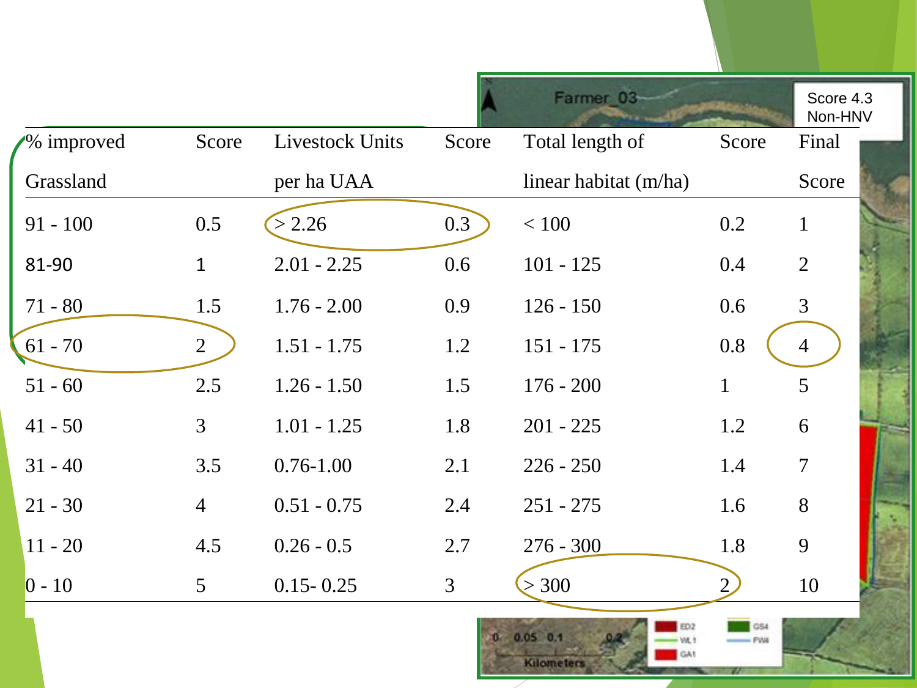Score 4.3
Non-HNV

| % improved Grassland | Score | Livestock Units per ha UAA | Score | Total length of linear habitat (m/ha) | Score | Final Score |
|---|---|---|---|---|---|---|
| 91 - 100 | 0.5 | > 2.26 | 0.3 | < 100 | 0.2 | 1 |
| 81-90 | 1 | 2.01 - 2.25 | 0.6 | 101 - 125 | 0.4 | 2 |
| 71 - 80 | 1.5 | 1.76 - 2.00 | 0.9 | 126 - 150 | 0.6 | 3 |
| 61 - 70 | 2 | 1.51 - 1.75 | 1.2 | 151 - 175 | 0.8 | 4 |
| 51 - 60 | 2.5 | 1.26 - 1.50 | 1.5 | 176 - 200 | 1 | 5 |
| 41 - 50 | 3 | 1.01 - 1.25 | 1.8 | 201 - 225 | 1.2 | 6 |
| 31 - 40 | 3.5 | 0.76-1.00 | 2.1 | 226 - 250 | 1.4 | 7 |
| 21 - 30 | 4 | 0.51 - 0.75 | 2.4 | 251 - 275 | 1.6 | 8 |
| 11 - 20 | 4.5 | 0.26 - 0.5 | 2.7 | 276 - 300 | 1.8 | 9 |
| 0 - 10 | 5 | 0.15- 0.25 | 3 | > 300 | 2 | 10 |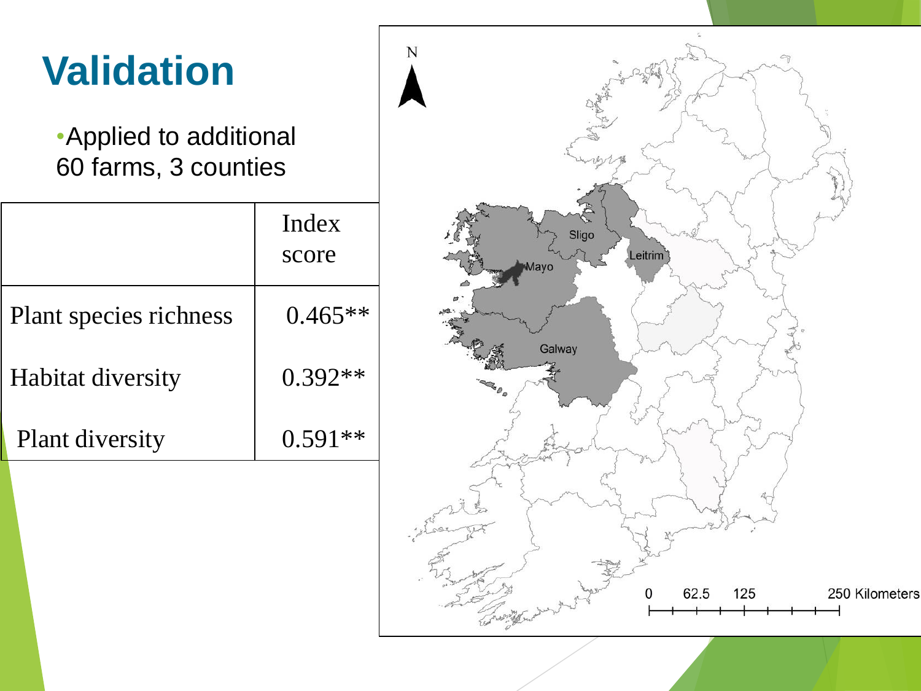# Validation

- Applied to additional 60 farms, 3 counties

| | Index score |
|---|---|
| Plant species richness | 0.465** |
| Habitat diversity | 0.392** |
| Plant diversity | 0.591** |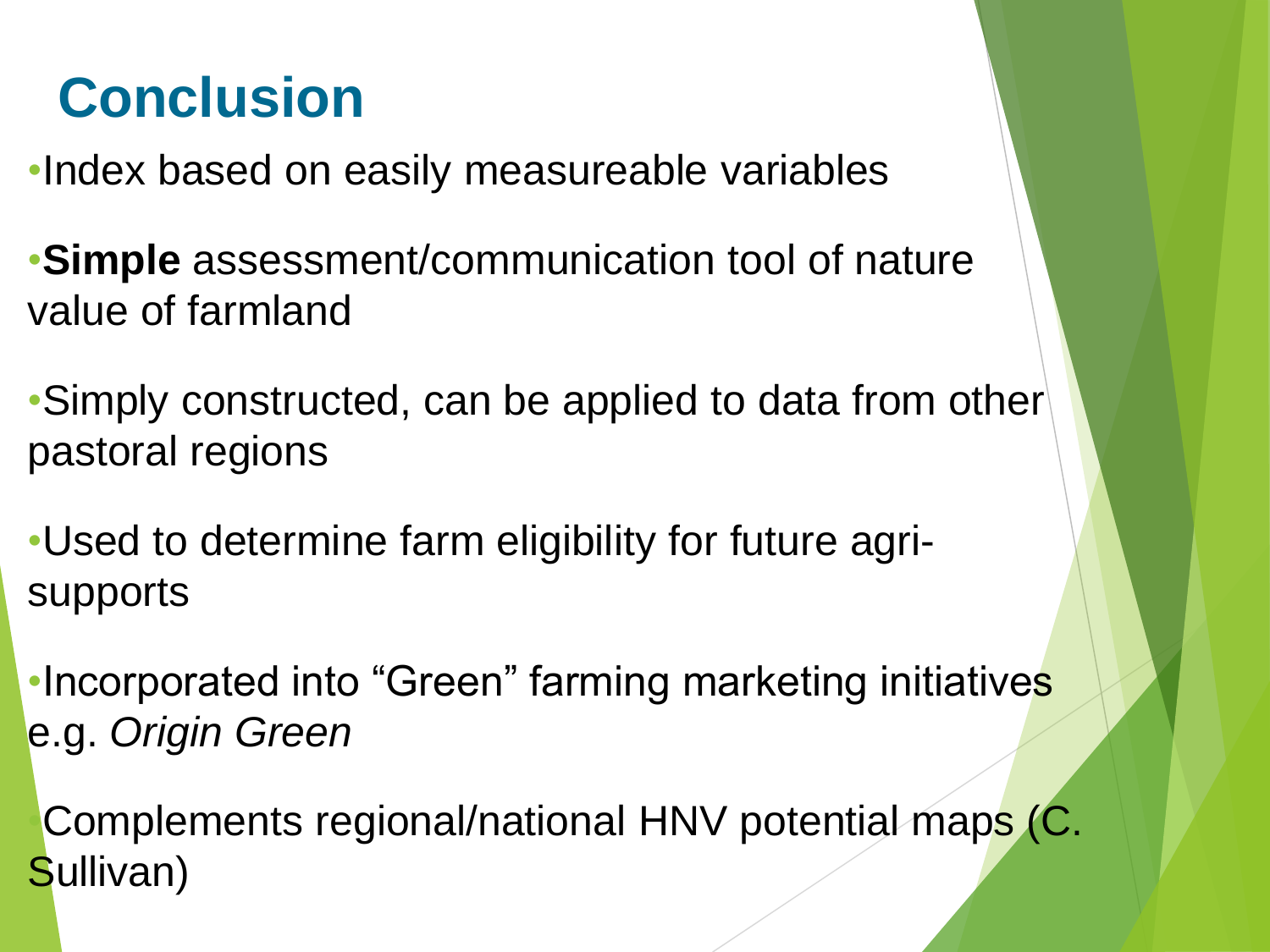# Conclusion

- Index based on easily measureable variables
- **Simple** assessment/communication tool of nature value of farmland
- Simply constructed, can be applied to data from other pastoral regions
- Used to determine farm eligibility for future agri-supports
- Incorporated into "Green" farming marketing initiatives e.g. *Origin Green*
- Complements regional/national HNV potential maps (C. Sullivan)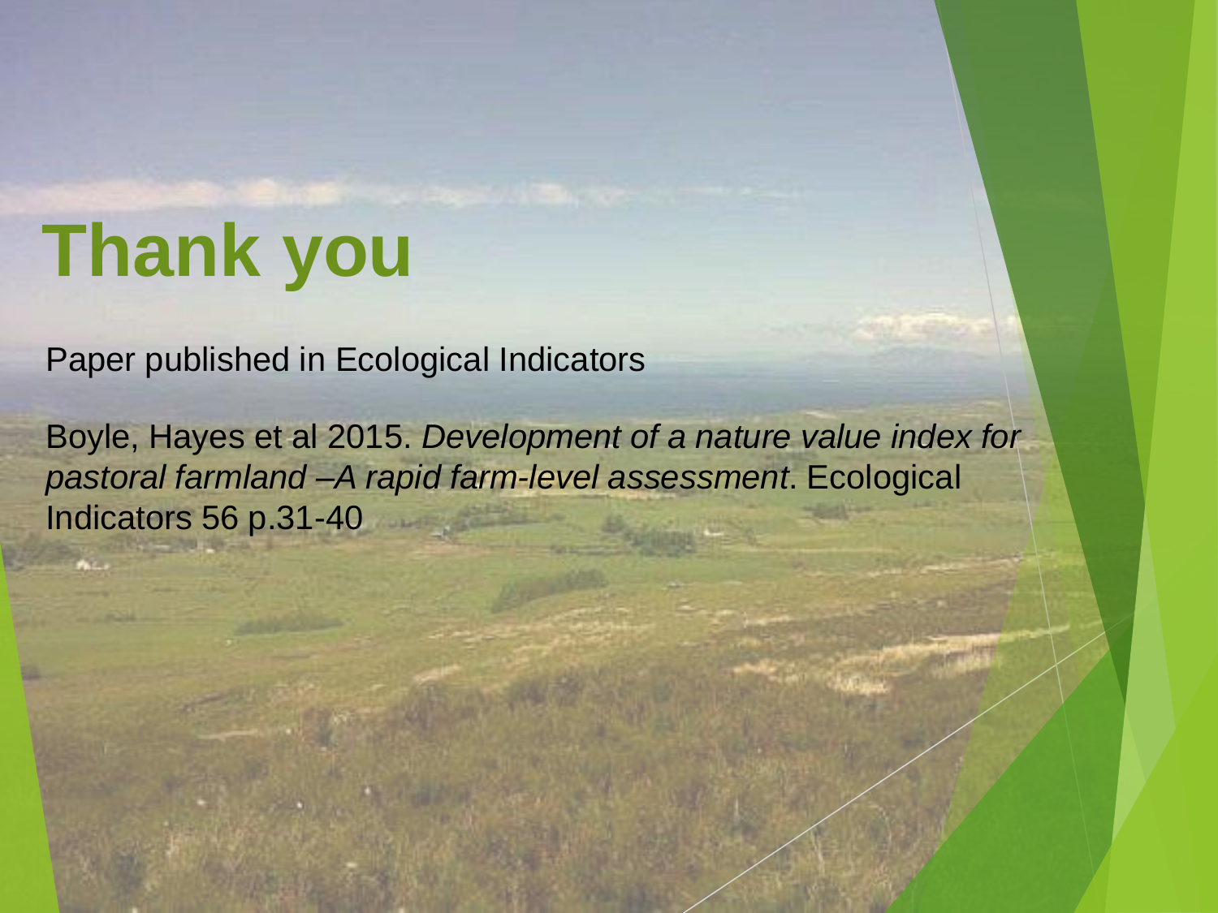# Thank you

Paper published in Ecological Indicators

Boyle, Hayes et al 2015. *Development of a nature value index for pastoral farmland –A rapid farm-level assessment*. Ecological Indicators 56 p.31-40